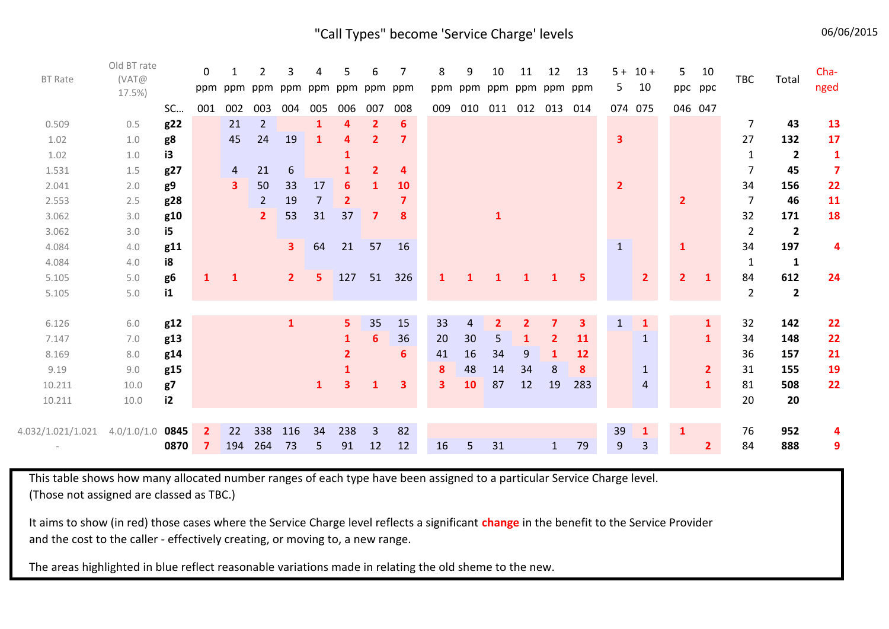# "Call Types" become 'Service Charge' levels

06/06/2015

| BT Rate | Old BT rate (VAT@ 17.5%) | SC... | 0 ppm | 1 ppm | 2 ppm | 3 ppm | 4 ppm | 5 ppm | 6 ppm | 7 ppm | 8 ppm | 9 ppm | 10 ppm | 11 ppm | 12 ppm | 13 ppm | 5 + 5 | 10 + 10 | 5 ppc | 10 ppc | TBC | Total | Changed |
|---|---|---|---|---|---|---|---|---|---|---|---|---|---|---|---|---|---|---|---|---|---|---|---|
| | | | 001 | 002 | 003 | 004 | 005 | 006 | 007 | 008 | 009 | 010 | 011 | 012 | 013 | 014 | 074 | 075 | 046 | 047 | | | |
| 0.509 | 0.5 | **g22** | | 21 | 2 | | 1 | 4 | 2 | 6 | | | | | | | | | | | 7 | **43** | 13 |
| 1.02 | 1.0 | **g8** | | 45 | 24 | 19 | 1 | 4 | 2 | 7 | | | | | | | 3 | | | | 27 | **132** | 17 |
| 1.02 | 1.0 | **i3** | | | | | | 1 | | | | | | | | | | | | | 1 | **2** | 1 |
| 1.531 | 1.5 | **g27** | | 4 | 21 | 6 | | 1 | 2 | 4 | | | | | | | | | | | 7 | **45** | 7 |
| 2.041 | 2.0 | **g9** | | 3 | 50 | 33 | 17 | 6 | 1 | 10 | | | | | | | 2 | | | | 34 | **156** | 22 |
| 2.553 | 2.5 | **g28** | | | 2 | 19 | 7 | 2 | | 7 | | | | | | | | | 2 | | 7 | **46** | 11 |
| 3.062 | 3.0 | **g10** | | | 2 | 53 | 31 | 37 | 7 | 8 | | | 1 | | | | | | | | 32 | **171** | 18 |
| 3.062 | 3.0 | **i5** | | | | | | | | | | | | | | | | | | | 2 | **2** | |
| 4.084 | 4.0 | **g11** | | | | 3 | 64 | 21 | 57 | 16 | | | | | | | 1 | | 1 | | 34 | **197** | 4 |
| 4.084 | 4.0 | **i8** | | | | | | | | | | | | | | | | | | | 1 | **1** | |
| 5.105 | 5.0 | **g6** | 1 | 1 | | 2 | 5 | 127 | 51 | 326 | 1 | 1 | 1 | 1 | 1 | 5 | | 2 | 2 | 1 | 84 | **612** | 24 |
| 5.105 | 5.0 | **i1** | | | | | | | | | | | | | | | | | | | 2 | **2** | |
| 6.126 | 6.0 | **g12** | | | | 1 | | 5 | 35 | 15 | 33 | 4 | 2 | 2 | 7 | 3 | 1 | 1 | | 1 | 32 | **142** | 22 |
| 7.147 | 7.0 | **g13** | | | | | | 1 | 6 | 36 | 20 | 30 | 5 | 1 | 2 | 11 | | 1 | | 1 | 34 | **148** | 22 |
| 8.169 | 8.0 | **g14** | | | | | | 2 | | 6 | 41 | 16 | 34 | 9 | 1 | 12 | | | | | 36 | **157** | 21 |
| 9.19 | 9.0 | **g15** | | | | | | 1 | | | 8 | 48 | 14 | 34 | 8 | 8 | | 1 | | 2 | 31 | **155** | 19 |
| 10.211 | 10.0 | **g7** | | | | | 1 | 3 | 1 | 3 | 3 | 10 | 87 | 12 | 19 | 283 | | 4 | | 1 | 81 | **508** | 22 |
| 10.211 | 10.0 | **i2** | | | | | | | | | | | | | | | | | | | 20 | **20** | |
| 4.032/1.021/1.021 | 4.0/1.0/1.0 | **0845** | 2 | 22 | 338 | 116 | 34 | 238 | 3 | 82 | | | | | | | 39 | 1 | 1 | | 76 | **952** | 4 |
| - | | **0870** | 7 | 194 | 264 | 73 | 5 | 91 | 12 | 12 | 16 | 5 | 31 | | 1 | 79 | 9 | 3 | | 2 | 84 | **888** | 9 |

This table shows how many allocated number ranges of each type have been assigned to a particular Service Charge level. (Those not assigned are classed as TBC.)

It aims to show (in red) those cases where the Service Charge level reflects a significant **change** in the benefit to the Service Provider and the cost to the caller - effectively creating, or moving to, a new range.

The areas highlighted in blue reflect reasonable variations made in relating the old sheme to the new.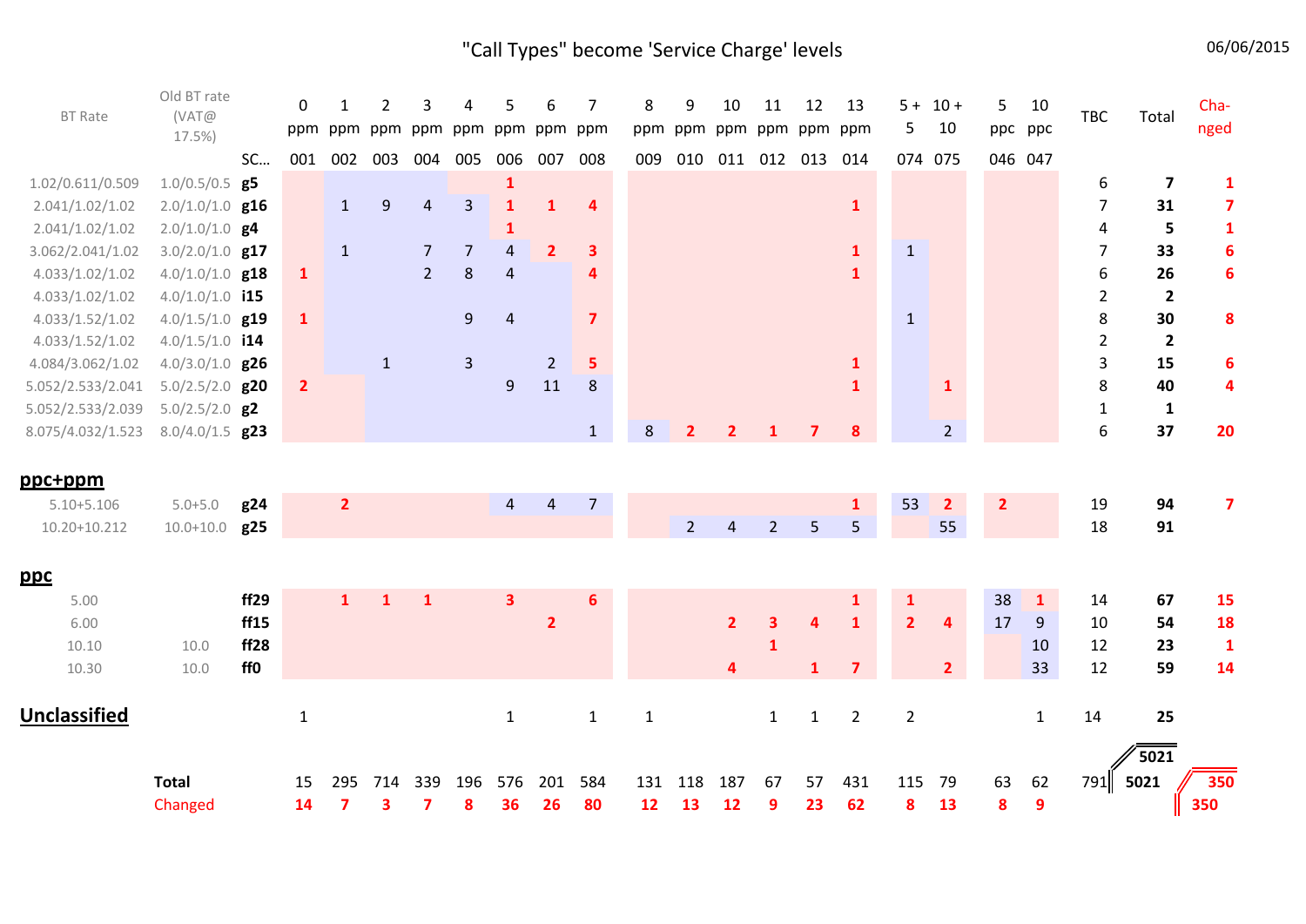# "Call Types" become 'Service Charge' levels

06/06/2015

| BT Rate | Old BT rate (VAT@ 17.5%) | SC... | 0 ppm 001 | 1 ppm 002 | 2 ppm 003 | 3 ppm 004 | 4 ppm 005 | 5 ppm 006 | 6 ppm 007 | 7 ppm 008 | 8 ppm 009 | 9 ppm 010 | 10 ppm 011 | 11 ppm 012 | 12 ppm 013 | 13 ppm 014 | 5 + 5 074 | 10 + 10 075 | 5 ppc 046 | 10 ppc 047 | TBC | Total | Cha-nged |
|---|---|---|---|---|---|---|---|---|---|---|---|---|---|---|---|---|---|---|---|---|---|---|---|
| 1.02/0.611/0.509 | 1.0/0.5/0.5 | **g5** | | | | | | 1 | | | | | | | | | | | | | 6 | **7** | 1 |
| 2.041/1.02/1.02 | 2.0/1.0/1.0 | **g16** | | 1 | 9 | 4 | 3 | 1 | 1 | 4 | | | | | | 1 | | | | | 7 | **31** | 7 |
| 2.041/1.02/1.02 | 2.0/1.0/1.0 | **g4** | | | | | | 1 | | | | | | | | | | | | | 4 | **5** | 1 |
| 3.062/2.041/1.02 | 3.0/2.0/1.0 | **g17** | | 1 | | 7 | 7 | 4 | 2 | 3 | | | | | | 1 | 1 | | | | 7 | **33** | 6 |
| 4.033/1.02/1.02 | 4.0/1.0/1.0 | **g18** | 1 | | | 2 | 8 | 4 | | 4 | | | | | | 1 | | | | | 6 | **26** | 6 |
| 4.033/1.02/1.02 | 4.0/1.0/1.0 | **i15** | | | | | | | | | | | | | | | | | | | 2 | **2** | |
| 4.033/1.52/1.02 | 4.0/1.5/1.0 | **g19** | 1 | | | | 9 | 4 | | 7 | | | | | | | 1 | | | | 8 | **30** | 8 |
| 4.033/1.52/1.02 | 4.0/1.5/1.0 | **i14** | | | | | | | | | | | | | | | | | | | 2 | **2** | |
| 4.084/3.062/1.02 | 4.0/3.0/1.0 | **g26** | | | 1 | | 3 | | 2 | 5 | | | | | | 1 | | | | | 3 | **15** | 6 |
| 5.052/2.533/2.041 | 5.0/2.5/2.0 | **g20** | 2 | | | | | 9 | 11 | 8 | | | | | | 1 | | 1 | | | 8 | **40** | 4 |
| 5.052/2.533/2.039 | 5.0/2.5/2.0 | **g2** | | | | | | | | | | | | | | | | | | | 1 | **1** | |
| 8.075/4.032/1.523 | 8.0/4.0/1.5 | **g23** | | | | | | | | 1 | 8 | 2 | 2 | 1 | 7 | 8 | | 2 | | | 6 | **37** | 20 |
| **ppc+ppm** | | | | | | | | | | | | | | | | | | | | | | | |
| 5.10+5.106 | 5.0+5.0 | **g24** | | 2 | | | | 4 | 4 | 7 | | | | | | 1 | 53 | 2 | 2 | | 19 | **94** | 7 |
| 10.20+10.212 | 10.0+10.0 | **g25** | | | | | | | | | | 2 | 4 | 2 | 5 | 5 | | 55 | | | 18 | **91** | |
| **ppc** | | | | | | | | | | | | | | | | | | | | | | | |
| 5.00 | | **ff29** | | 1 | 1 | 1 | | 3 | | 6 | | | | | | 1 | 1 | | 38 | 1 | 14 | **67** | 15 |
| 6.00 | | **ff15** | | | | | | | 2 | | | | 2 | 3 | 4 | 1 | 2 | 4 | 17 | 9 | 10 | **54** | 18 |
| 10.10 | 10.0 | **ff28** | | | | | | | | | | | | 1 | | | | | | 10 | 12 | **23** | 1 |
| 10.30 | 10.0 | **ff0** | | | | | | | | | | | 4 | | 1 | 7 | | 2 | | 33 | 12 | **59** | 14 |
| **Unclassified** | | | 1 | | | | | 1 | | 1 | 1 | | | 1 | 1 | 2 | 2 | | | 1 | 14 | **25** | |
| | | | | | | | | | | | | | | | | | | | | | | **5021** | |
| | **Total** | | 15 | 295 | 714 | 339 | 196 | 576 | 201 | 584 | 131 | 118 | 187 | 67 | 57 | 431 | 115 | 79 | 63 | 62 | 791 | **5021** | 350 |
| | Changed | | 14 | 7 | 3 | 7 | 8 | 36 | 26 | 80 | 12 | 13 | 12 | 9 | 23 | 62 | 8 | 13 | 8 | 9 | | | 350 |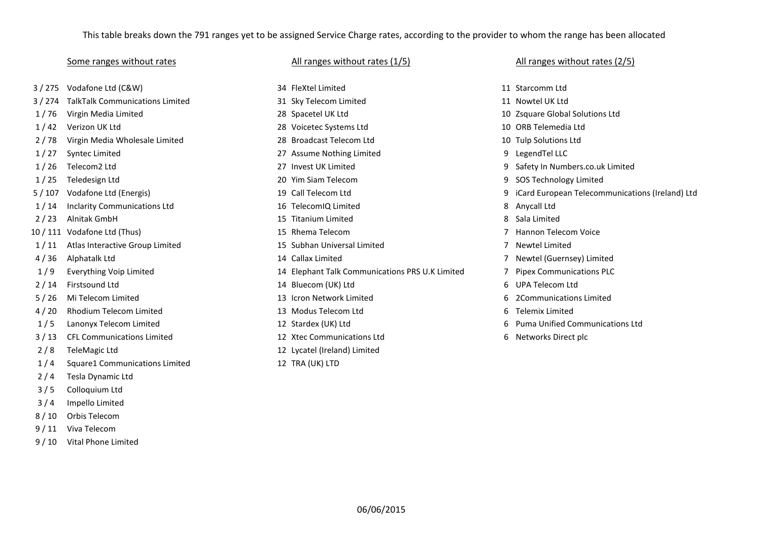This table breaks down the 791 ranges yet to be assigned Service Charge rates, according to the provider to whom the range has been allocated

## Some ranges without rates

| Ranges | Provider |
|---|---|
| 3 / 275 | Vodafone Ltd (C&W) |
| 3 / 274 | TalkTalk Communications Limited |
| 1 / 76 | Virgin Media Limited |
| 1 / 42 | Verizon UK Ltd |
| 2 / 78 | Virgin Media Wholesale Limited |
| 1 / 27 | Syntec Limited |
| 1 / 26 | Telecom2 Ltd |
| 1 / 25 | Teledesign Ltd |
| 5 / 107 | Vodafone Ltd (Energis) |
| 1 / 14 | Inclarity Communications Ltd |
| 2 / 23 | Alnitak GmbH |
| 10 / 111 | Vodafone Ltd (Thus) |
| 1 / 11 | Atlas Interactive Group Limited |
| 4 / 36 | Alphatalk Ltd |
| 1 / 9 | Everything Voip Limited |
| 2 / 14 | Firstsound Ltd |
| 5 / 26 | Mi Telecom Limited |
| 4 / 20 | Rhodium Telecom Limited |
| 1 / 5 | Lanonyx Telecom Limited |
| 3 / 13 | CFL Communications Limited |
| 2 / 8 | TeleMagic Ltd |
| 1 / 4 | Square1 Communications Limited |
| 2 / 4 | Tesla Dynamic Ltd |
| 3 / 5 | Colloquium Ltd |
| 3 / 4 | Impello Limited |
| 8 / 10 | Orbis Telecom |
| 9 / 11 | Viva Telecom |
| 9 / 10 | Vital Phone Limited |

## All ranges without rates (1/5)

| Ranges | Provider |
|---|---|
| 34 | FleXtel Limited |
| 31 | Sky Telecom Limited |
| 28 | Spacetel UK Ltd |
| 28 | Voicetec Systems Ltd |
| 28 | Broadcast Telecom Ltd |
| 27 | Assume Nothing Limited |
| 27 | Invest UK Limited |
| 20 | Yim Siam Telecom |
| 19 | Call Telecom Ltd |
| 16 | TelecomIQ Limited |
| 15 | Titanium Limited |
| 15 | Rhema Telecom |
| 15 | Subhan Universal Limited |
| 14 | Callax Limited |
| 14 | Elephant Talk Communications PRS U.K Limited |
| 14 | Bluecom (UK) Ltd |
| 13 | Icron Network Limited |
| 13 | Modus Telecom Ltd |
| 12 | Stardex (UK) Ltd |
| 12 | Xtec Communications Ltd |
| 12 | Lycatel (Ireland) Limited |
| 12 | TRA (UK) LTD |

## All ranges without rates (2/5)

| Ranges | Provider |
|---|---|
| 11 | Starcomm Ltd |
| 11 | Nowtel UK Ltd |
| 10 | Zsquare Global Solutions Ltd |
| 10 | ORB Telemedia Ltd |
| 10 | Tulp Solutions Ltd |
| 9 | LegendTel LLC |
| 9 | Safety In Numbers.co.uk Limited |
| 9 | SOS Technology Limited |
| 9 | iCard European Telecommunications (Ireland) Ltd |
| 8 | Anycall Ltd |
| 8 | Sala Limited |
| 7 | Hannon Telecom Voice |
| 7 | Newtel Limited |
| 7 | Newtel (Guernsey) Limited |
| 7 | Pipex Communications PLC |
| 6 | UPA Telecom Ltd |
| 6 | 2Communications Limited |
| 6 | Telemix Limited |
| 6 | Puma Unified Communications Ltd |
| 6 | Networks Direct plc |

06/06/2015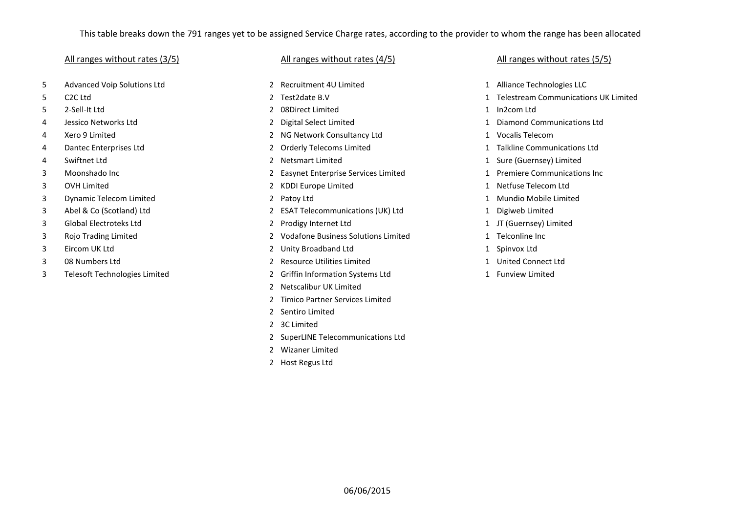This table breaks down the 791 ranges yet to be assigned Service Charge rates, according to the provider to whom the range has been allocated

## All ranges without rates (3/5)

| | |
|---|---|
| 5 | Advanced Voip Solutions Ltd |
| 5 | C2C Ltd |
| 5 | 2-Sell-It Ltd |
| 4 | Jessico Networks Ltd |
| 4 | Xero 9 Limited |
| 4 | Dantec Enterprises Ltd |
| 4 | Swiftnet Ltd |
| 3 | Moonshado Inc |
| 3 | OVH Limited |
| 3 | Dynamic Telecom Limited |
| 3 | Abel & Co (Scotland) Ltd |
| 3 | Global Electroteks Ltd |
| 3 | Rojo Trading Limited |
| 3 | Eircom UK Ltd |
| 3 | 08 Numbers Ltd |
| 3 | Telesoft Technologies Limited |

## All ranges without rates (4/5)

| | |
|---|---|
| 2 | Recruitment 4U Limited |
| 2 | Test2date B.V |
| 2 | 08Direct Limited |
| 2 | Digital Select Limited |
| 2 | NG Network Consultancy Ltd |
| 2 | Orderly Telecoms Limited |
| 2 | Netsmart Limited |
| 2 | Easynet Enterprise Services Limited |
| 2 | KDDI Europe Limited |
| 2 | Patoy Ltd |
| 2 | ESAT Telecommunications (UK) Ltd |
| 2 | Prodigy Internet Ltd |
| 2 | Vodafone Business Solutions Limited |
| 2 | Unity Broadband Ltd |
| 2 | Resource Utilities Limited |
| 2 | Griffin Information Systems Ltd |
| 2 | Netscalibur UK Limited |
| 2 | Timico Partner Services Limited |
| 2 | Sentiro Limited |
| 2 | 3C Limited |
| 2 | SuperLINE Telecommunications Ltd |
| 2 | Wizaner Limited |
| 2 | Host Regus Ltd |

## All ranges without rates (5/5)

| | |
|---|---|
| 1 | Alliance Technologies LLC |
| 1 | Telestream Communications UK Limited |
| 1 | In2com Ltd |
| 1 | Diamond Communications Ltd |
| 1 | Vocalis Telecom |
| 1 | Talkline Communications Ltd |
| 1 | Sure (Guernsey) Limited |
| 1 | Premiere Communications Inc |
| 1 | Netfuse Telecom Ltd |
| 1 | Mundio Mobile Limited |
| 1 | Digiweb Limited |
| 1 | JT (Guernsey) Limited |
| 1 | Telconline Inc |
| 1 | Spinvox Ltd |
| 1 | United Connect Ltd |
| 1 | Funview Limited |

06/06/2015